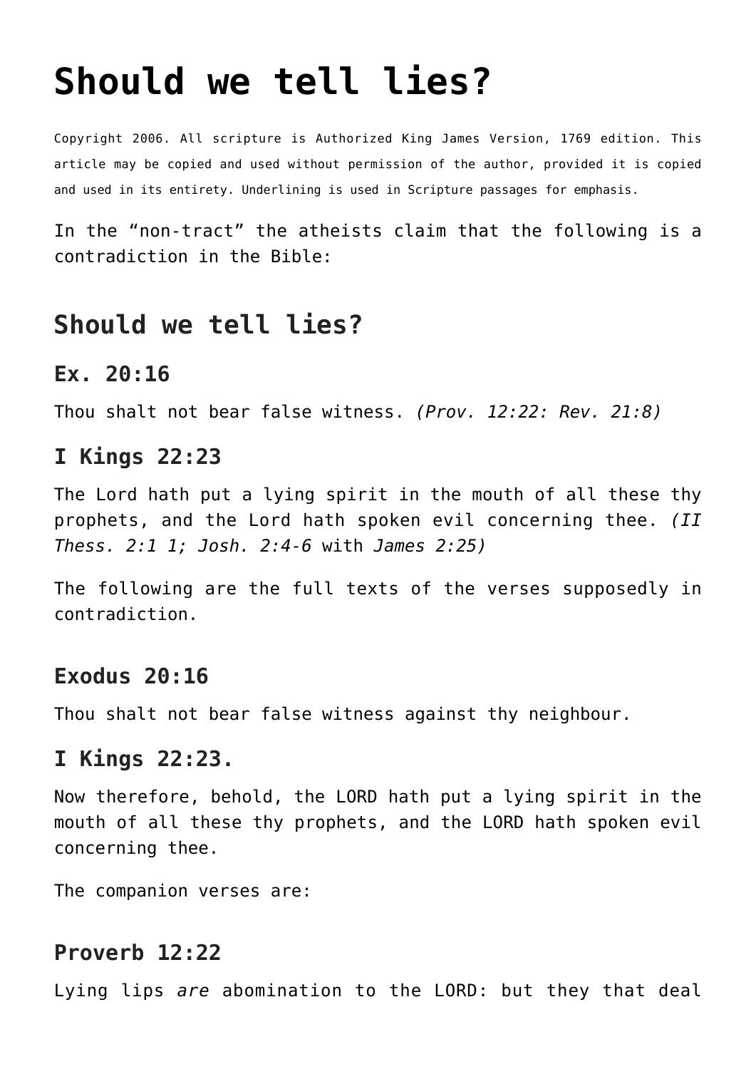# Should we tell lies?

Copyright 2006. All scripture is Authorized King James Version, 1769 edition. This article may be copied and used without permission of the author, provided it is copied and used in its entirety. Underlining is used in Scripture passages for emphasis.

In the "non-tract" the atheists claim that the following is a contradiction in the Bible:

## Should we tell lies?

### Ex. 20:16

Thou shalt not bear false witness. *(Prov. 12:22: Rev. 21:8)*

### I Kings 22:23

The Lord hath put a lying spirit in the mouth of all these thy prophets, and the Lord hath spoken evil concerning thee. *(II Thess. 2:1 1; Josh. 2:4-6* with *James 2:25)*

The following are the full texts of the verses supposedly in contradiction.

### Exodus 20:16

Thou shalt not bear false witness against thy neighbour.

### I Kings 22:23.

Now therefore, behold, the LORD hath put a lying spirit in the mouth of all these thy prophets, and the LORD hath spoken evil concerning thee.

The companion verses are:

### Proverb 12:22

Lying lips *are* abomination to the LORD: but they that deal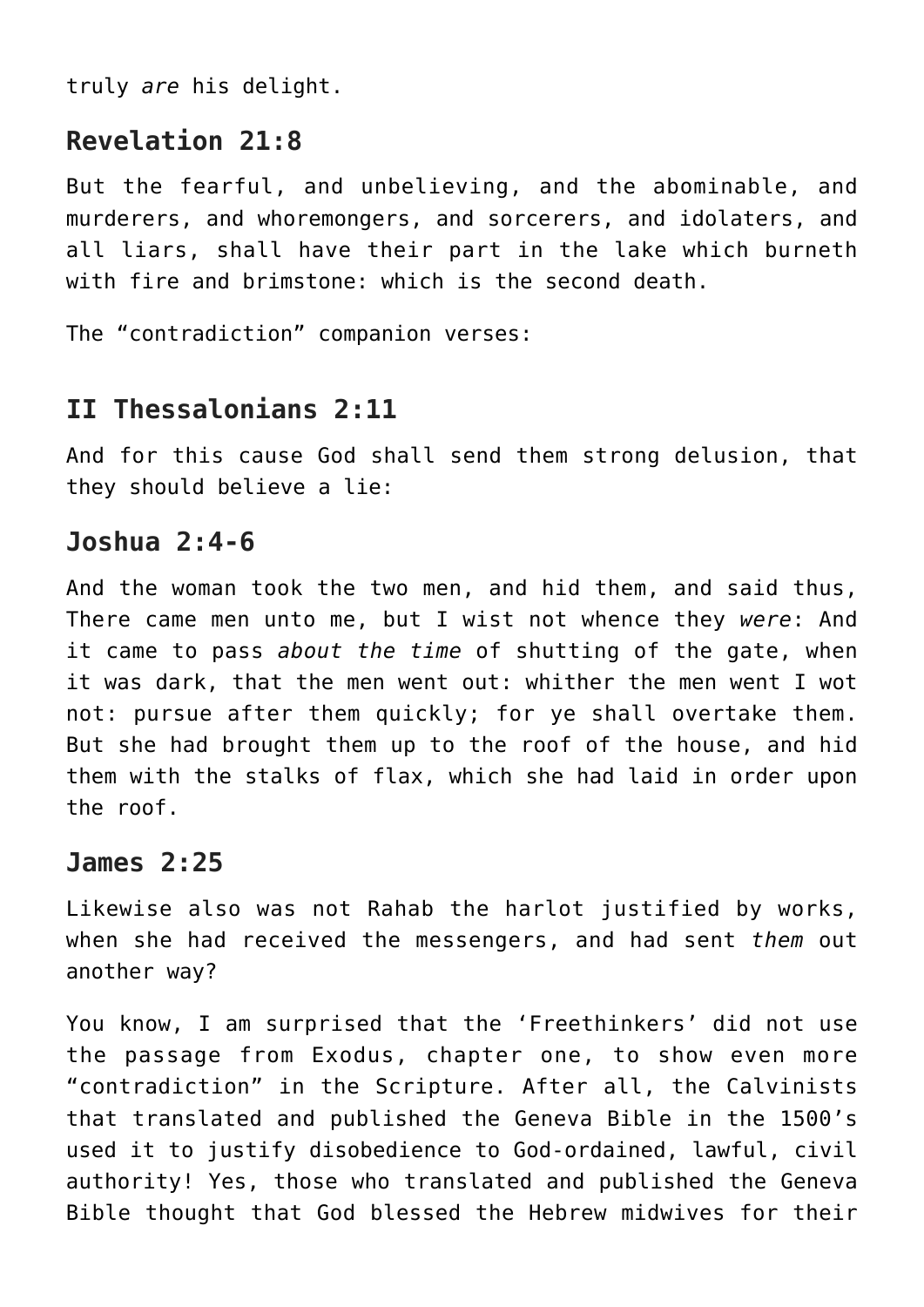truly *are* his delight.

## Revelation 21:8

But the fearful, and unbelieving, and the abominable, and murderers, and whoremongers, and sorcerers, and idolaters, and all liars, shall have their part in the lake which burneth with fire and brimstone: which is the second death.

The "contradiction" companion verses:

## II Thessalonians 2:11

And for this cause God shall send them strong delusion, that they should believe a lie:

## Joshua 2:4-6

And the woman took the two men, and hid them, and said thus, There came men unto me, but I wist not whence they *were*: And it came to pass *about the time* of shutting of the gate, when it was dark, that the men went out: whither the men went I wot not: pursue after them quickly; for ye shall overtake them. But she had brought them up to the roof of the house, and hid them with the stalks of flax, which she had laid in order upon the roof.

## James 2:25

Likewise also was not Rahab the harlot justified by works, when she had received the messengers, and had sent *them* out another way?

You know, I am surprised that the 'Freethinkers' did not use the passage from Exodus, chapter one, to show even more "contradiction" in the Scripture. After all, the Calvinists that translated and published the Geneva Bible in the 1500's used it to justify disobedience to God-ordained, lawful, civil authority! Yes, those who translated and published the Geneva Bible thought that God blessed the Hebrew midwives for their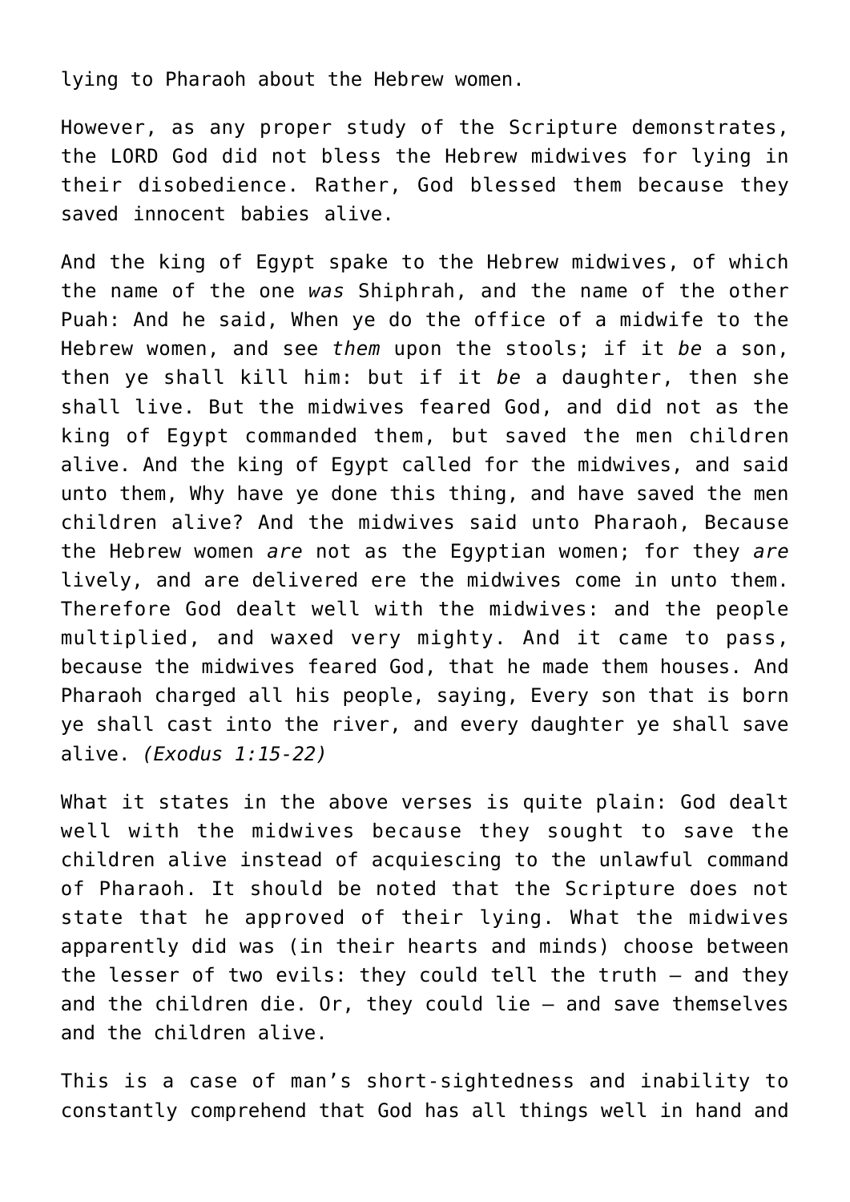lying to Pharaoh about the Hebrew women.

However, as any proper study of the Scripture demonstrates, the LORD God did not bless the Hebrew midwives for lying in their disobedience. Rather, God blessed them because they saved innocent babies alive.

And the king of Egypt spake to the Hebrew midwives, of which the name of the one *was* Shiphrah, and the name of the other Puah: And he said, When ye do the office of a midwife to the Hebrew women, and see *them* upon the stools; if it *be* a son, then ye shall kill him: but if it *be* a daughter, then she shall live. But the midwives feared God, and did not as the king of Egypt commanded them, but saved the men children alive. And the king of Egypt called for the midwives, and said unto them, Why have ye done this thing, and have saved the men children alive? And the midwives said unto Pharaoh, Because the Hebrew women *are* not as the Egyptian women; for they *are* lively, and are delivered ere the midwives come in unto them. Therefore God dealt well with the midwives: and the people multiplied, and waxed very mighty. And it came to pass, because the midwives feared God, that he made them houses. And Pharaoh charged all his people, saying, Every son that is born ye shall cast into the river, and every daughter ye shall save alive. *(Exodus 1:15-22)*

What it states in the above verses is quite plain: God dealt well with the midwives because they sought to save the children alive instead of acquiescing to the unlawful command of Pharaoh. It should be noted that the Scripture does not state that he approved of their lying. What the midwives apparently did was (in their hearts and minds) choose between the lesser of two evils: they could tell the truth – and they and the children die. Or, they could lie – and save themselves and the children alive.

This is a case of man's short-sightedness and inability to constantly comprehend that God has all things well in hand and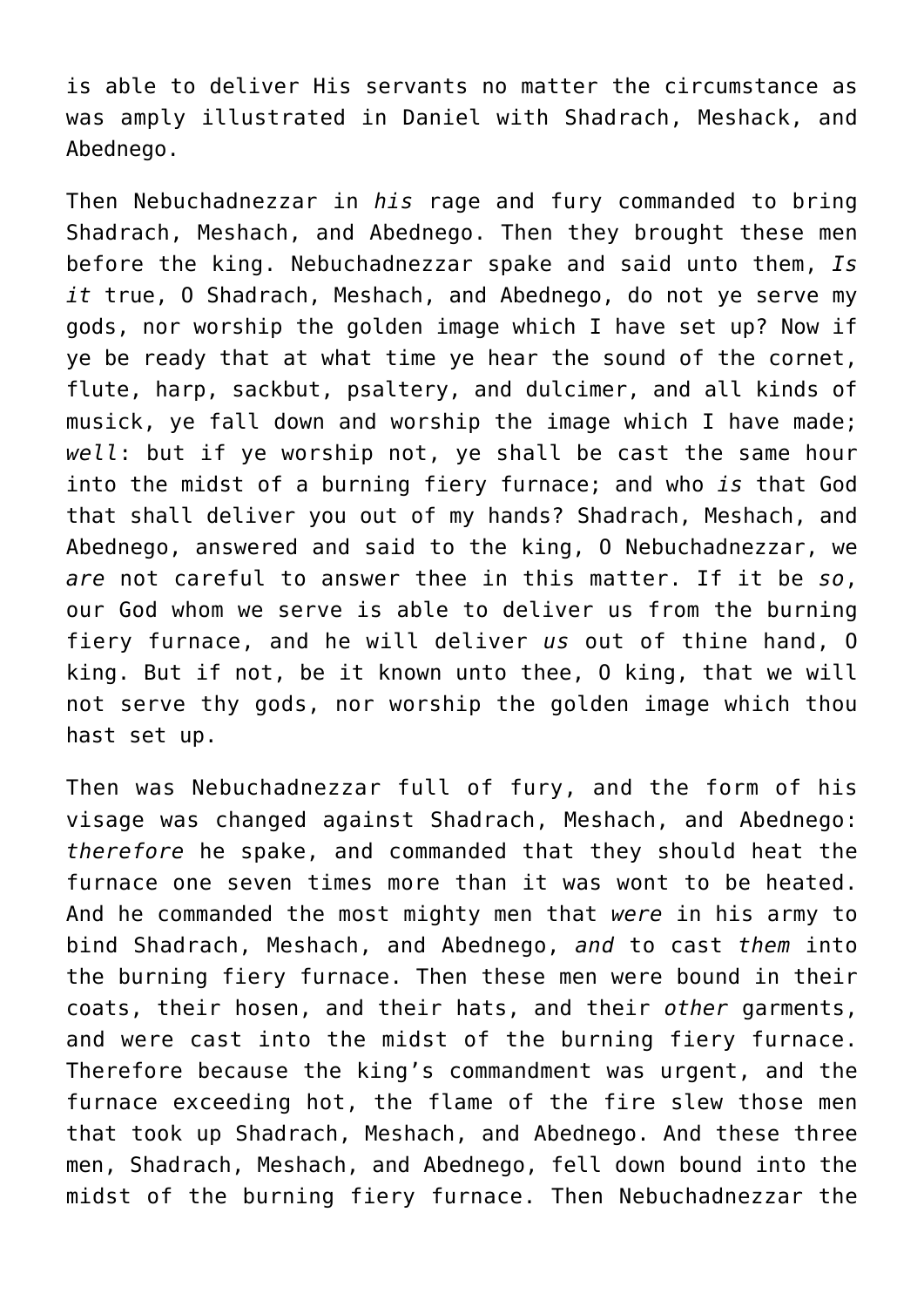is able to deliver His servants no matter the circumstance as was amply illustrated in Daniel with Shadrach, Meshack, and Abednego.

Then Nebuchadnezzar in *his* rage and fury commanded to bring Shadrach, Meshach, and Abednego. Then they brought these men before the king. Nebuchadnezzar spake and said unto them, *Is it* true, O Shadrach, Meshach, and Abednego, do not ye serve my gods, nor worship the golden image which I have set up? Now if ye be ready that at what time ye hear the sound of the cornet, flute, harp, sackbut, psaltery, and dulcimer, and all kinds of musick, ye fall down and worship the image which I have made; *well*: but if ye worship not, ye shall be cast the same hour into the midst of a burning fiery furnace; and who *is* that God that shall deliver you out of my hands? Shadrach, Meshach, and Abednego, answered and said to the king, O Nebuchadnezzar, we *are* not careful to answer thee in this matter. If it be *so*, our God whom we serve is able to deliver us from the burning fiery furnace, and he will deliver *us* out of thine hand, O king. But if not, be it known unto thee, O king, that we will not serve thy gods, nor worship the golden image which thou hast set up.

Then was Nebuchadnezzar full of fury, and the form of his visage was changed against Shadrach, Meshach, and Abednego: *therefore* he spake, and commanded that they should heat the furnace one seven times more than it was wont to be heated. And he commanded the most mighty men that *were* in his army to bind Shadrach, Meshach, and Abednego, *and* to cast *them* into the burning fiery furnace. Then these men were bound in their coats, their hosen, and their hats, and their *other* garments, and were cast into the midst of the burning fiery furnace. Therefore because the king's commandment was urgent, and the furnace exceeding hot, the flame of the fire slew those men that took up Shadrach, Meshach, and Abednego. And these three men, Shadrach, Meshach, and Abednego, fell down bound into the midst of the burning fiery furnace. Then Nebuchadnezzar the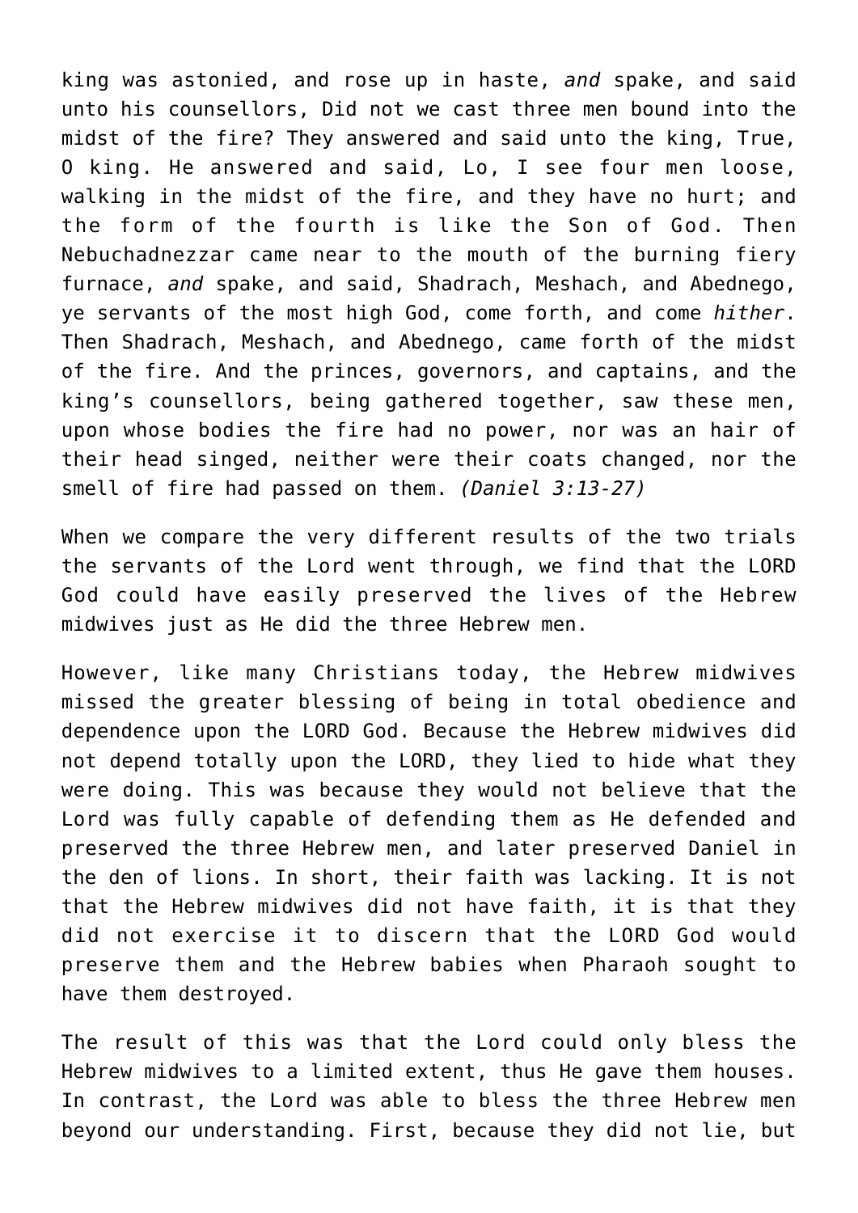king was astonied, and rose up in haste, *and* spake, and said unto his counsellors, Did not we cast three men bound into the midst of the fire? They answered and said unto the king, True, O king. He answered and said, Lo, I see four men loose, walking in the midst of the fire, and they have no hurt; and the form of the fourth is like the Son of God. Then Nebuchadnezzar came near to the mouth of the burning fiery furnace, *and* spake, and said, Shadrach, Meshach, and Abednego, ye servants of the most high God, come forth, and come *hither*. Then Shadrach, Meshach, and Abednego, came forth of the midst of the fire. And the princes, governors, and captains, and the king's counsellors, being gathered together, saw these men, upon whose bodies the fire had no power, nor was an hair of their head singed, neither were their coats changed, nor the smell of fire had passed on them. *(Daniel 3:13-27)*

When we compare the very different results of the two trials the servants of the Lord went through, we find that the LORD God could have easily preserved the lives of the Hebrew midwives just as He did the three Hebrew men.

However, like many Christians today, the Hebrew midwives missed the greater blessing of being in total obedience and dependence upon the LORD God. Because the Hebrew midwives did not depend totally upon the LORD, they lied to hide what they were doing. This was because they would not believe that the Lord was fully capable of defending them as He defended and preserved the three Hebrew men, and later preserved Daniel in the den of lions. In short, their faith was lacking. It is not that the Hebrew midwives did not have faith, it is that they did not exercise it to discern that the LORD God would preserve them and the Hebrew babies when Pharaoh sought to have them destroyed.

The result of this was that the Lord could only bless the Hebrew midwives to a limited extent, thus He gave them houses. In contrast, the Lord was able to bless the three Hebrew men beyond our understanding. First, because they did not lie, but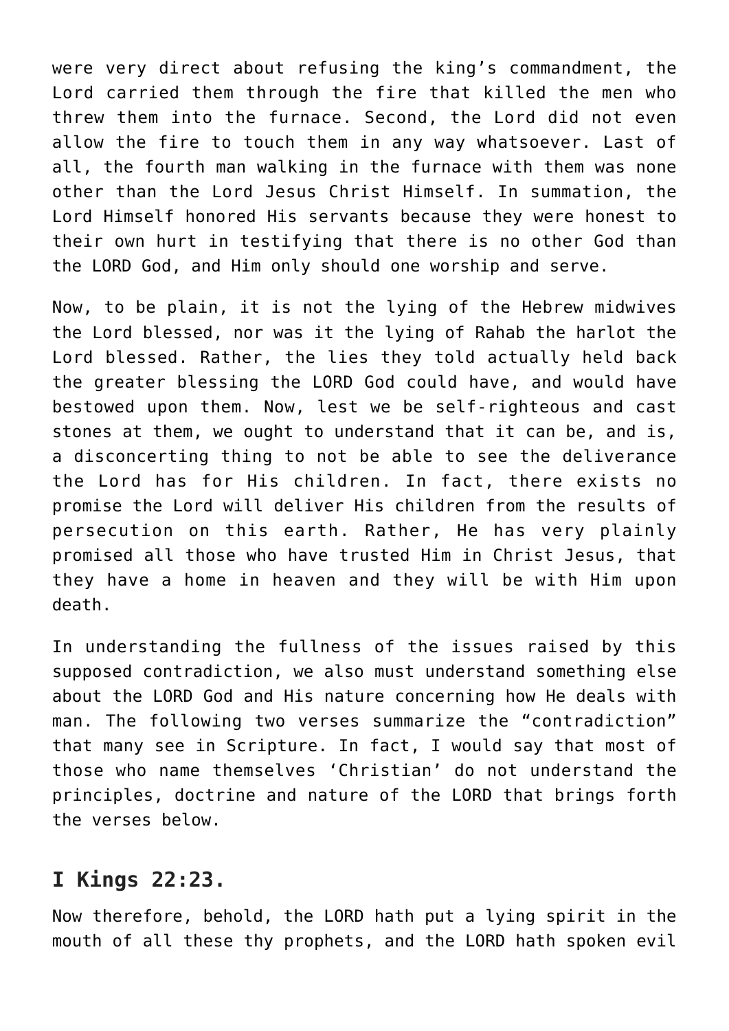were very direct about refusing the king's commandment, the Lord carried them through the fire that killed the men who threw them into the furnace. Second, the Lord did not even allow the fire to touch them in any way whatsoever. Last of all, the fourth man walking in the furnace with them was none other than the Lord Jesus Christ Himself. In summation, the Lord Himself honored His servants because they were honest to their own hurt in testifying that there is no other God than the LORD God, and Him only should one worship and serve.

Now, to be plain, it is not the lying of the Hebrew midwives the Lord blessed, nor was it the lying of Rahab the harlot the Lord blessed. Rather, the lies they told actually held back the greater blessing the LORD God could have, and would have bestowed upon them. Now, lest we be self-righteous and cast stones at them, we ought to understand that it can be, and is, a disconcerting thing to not be able to see the deliverance the Lord has for His children. In fact, there exists no promise the Lord will deliver His children from the results of persecution on this earth. Rather, He has very plainly promised all those who have trusted Him in Christ Jesus, that they have a home in heaven and they will be with Him upon death.

In understanding the fullness of the issues raised by this supposed contradiction, we also must understand something else about the LORD God and His nature concerning how He deals with man. The following two verses summarize the "contradiction" that many see in Scripture. In fact, I would say that most of those who name themselves 'Christian' do not understand the principles, doctrine and nature of the LORD that brings forth the verses below.

## I Kings 22:23.

Now therefore, behold, the LORD hath put a lying spirit in the mouth of all these thy prophets, and the LORD hath spoken evil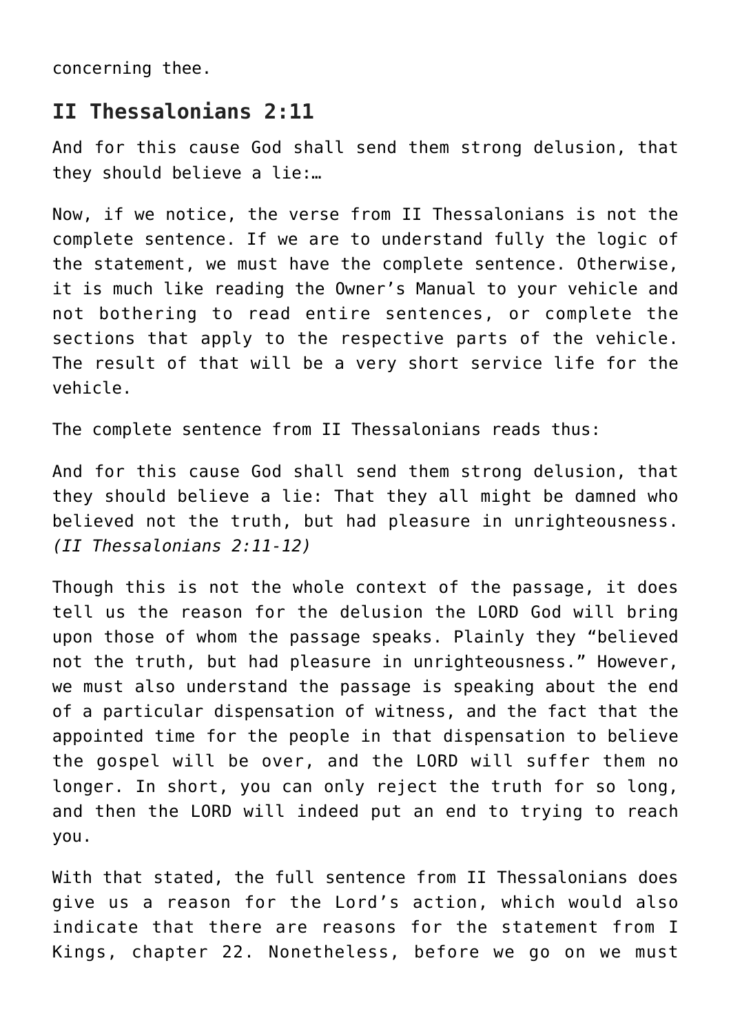concerning thee.

## II Thessalonians 2:11

And for this cause God shall send them strong delusion, that they should believe a lie:…

Now, if we notice, the verse from II Thessalonians is not the complete sentence. If we are to understand fully the logic of the statement, we must have the complete sentence. Otherwise, it is much like reading the Owner's Manual to your vehicle and not bothering to read entire sentences, or complete the sections that apply to the respective parts of the vehicle. The result of that will be a very short service life for the vehicle.

The complete sentence from II Thessalonians reads thus:

And for this cause God shall send them strong delusion, that they should believe a lie: That they all might be damned who believed not the truth, but had pleasure in unrighteousness. *(II Thessalonians 2:11-12)*

Though this is not the whole context of the passage, it does tell us the reason for the delusion the LORD God will bring upon those of whom the passage speaks. Plainly they "believed not the truth, but had pleasure in unrighteousness." However, we must also understand the passage is speaking about the end of a particular dispensation of witness, and the fact that the appointed time for the people in that dispensation to believe the gospel will be over, and the LORD will suffer them no longer. In short, you can only reject the truth for so long, and then the LORD will indeed put an end to trying to reach you.

With that stated, the full sentence from II Thessalonians does give us a reason for the Lord's action, which would also indicate that there are reasons for the statement from I Kings, chapter 22. Nonetheless, before we go on we must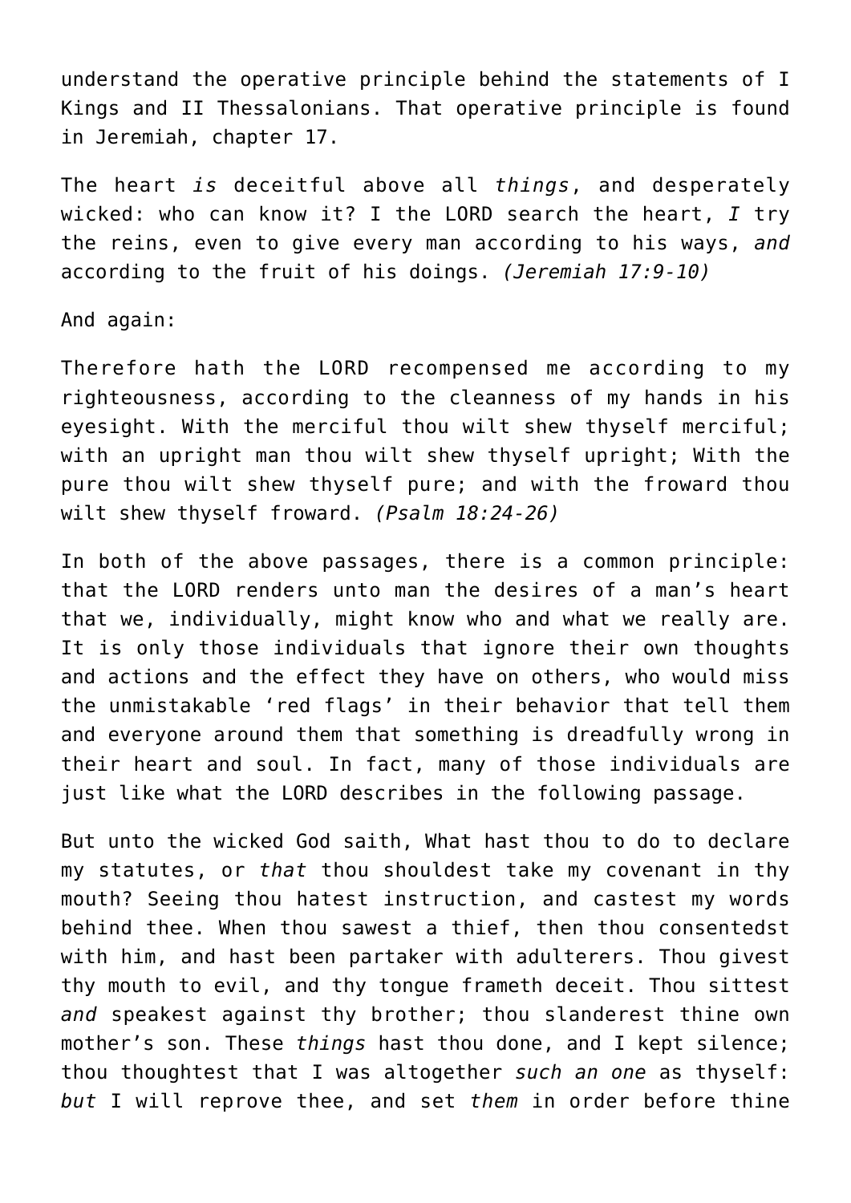understand the operative principle behind the statements of I Kings and II Thessalonians. That operative principle is found in Jeremiah, chapter 17.

The heart *is* deceitful above all *things*, and desperately wicked: who can know it? I the LORD search the heart, *I* try the reins, even to give every man according to his ways, *and* according to the fruit of his doings. *(Jeremiah 17:9-10)*

And again:

Therefore hath the LORD recompensed me according to my righteousness, according to the cleanness of my hands in his eyesight. With the merciful thou wilt shew thyself merciful; with an upright man thou wilt shew thyself upright; With the pure thou wilt shew thyself pure; and with the froward thou wilt shew thyself froward. *(Psalm 18:24-26)*

In both of the above passages, there is a common principle: that the LORD renders unto man the desires of a man's heart that we, individually, might know who and what we really are. It is only those individuals that ignore their own thoughts and actions and the effect they have on others, who would miss the unmistakable 'red flags' in their behavior that tell them and everyone around them that something is dreadfully wrong in their heart and soul. In fact, many of those individuals are just like what the LORD describes in the following passage.

But unto the wicked God saith, What hast thou to do to declare my statutes, or *that* thou shouldest take my covenant in thy mouth? Seeing thou hatest instruction, and castest my words behind thee. When thou sawest a thief, then thou consentedst with him, and hast been partaker with adulterers. Thou givest thy mouth to evil, and thy tongue frameth deceit. Thou sittest *and* speakest against thy brother; thou slanderest thine own mother's son. These *things* hast thou done, and I kept silence; thou thoughtest that I was altogether *such an one* as thyself: *but* I will reprove thee, and set *them* in order before thine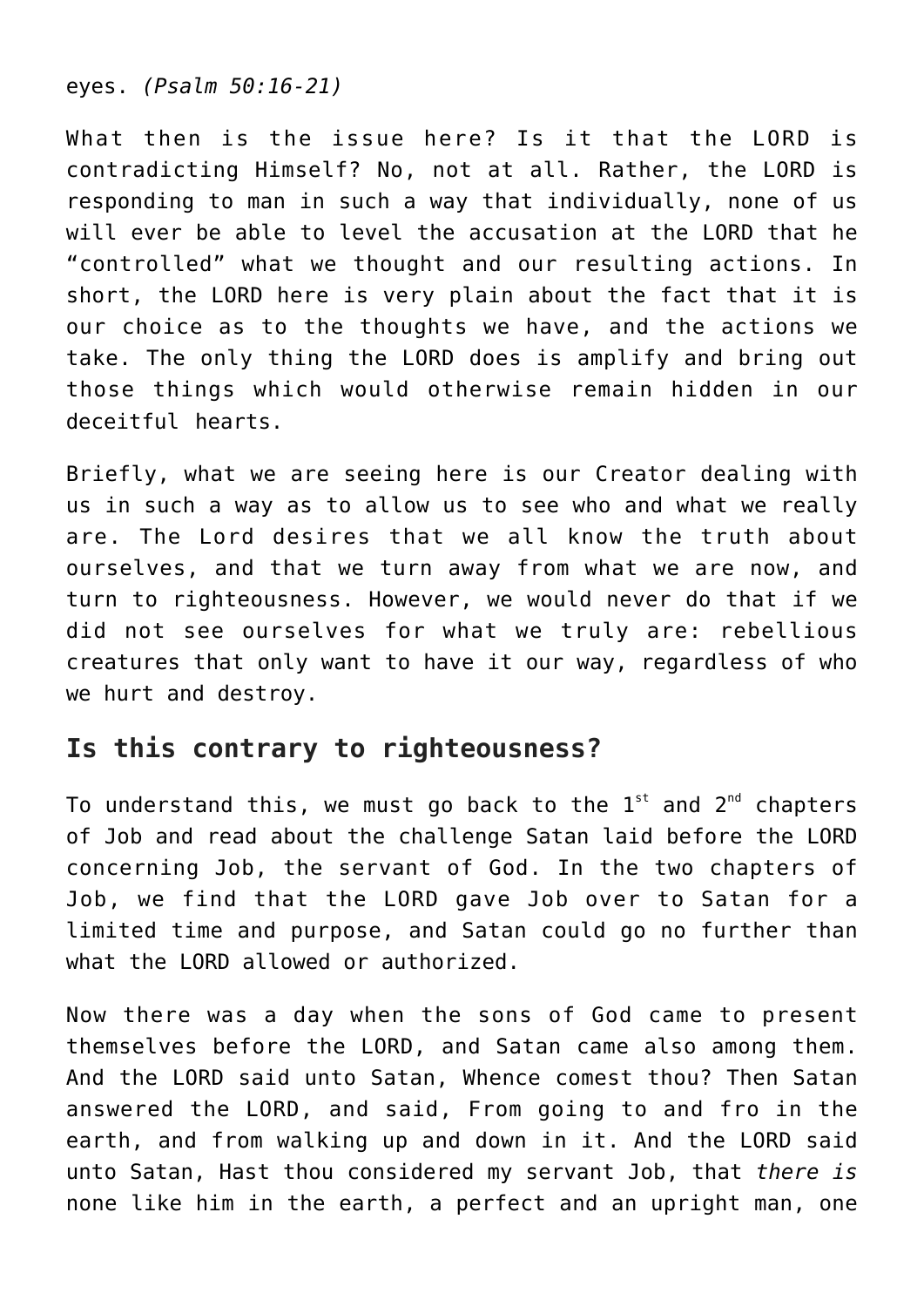eyes. *(Psalm 50:16-21)*

What then is the issue here? Is it that the LORD is contradicting Himself? No, not at all. Rather, the LORD is responding to man in such a way that individually, none of us will ever be able to level the accusation at the LORD that he "controlled" what we thought and our resulting actions. In short, the LORD here is very plain about the fact that it is our choice as to the thoughts we have, and the actions we take. The only thing the LORD does is amplify and bring out those things which would otherwise remain hidden in our deceitful hearts.

Briefly, what we are seeing here is our Creator dealing with us in such a way as to allow us to see who and what we really are. The Lord desires that we all know the truth about ourselves, and that we turn away from what we are now, and turn to righteousness. However, we would never do that if we did not see ourselves for what we truly are: rebellious creatures that only want to have it our way, regardless of who we hurt and destroy.

## Is this contrary to righteousness?

To understand this, we must go back to the 1st and 2nd chapters of Job and read about the challenge Satan laid before the LORD concerning Job, the servant of God. In the two chapters of Job, we find that the LORD gave Job over to Satan for a limited time and purpose, and Satan could go no further than what the LORD allowed or authorized.

Now there was a day when the sons of God came to present themselves before the LORD, and Satan came also among them. And the LORD said unto Satan, Whence comest thou? Then Satan answered the LORD, and said, From going to and fro in the earth, and from walking up and down in it. And the LORD said unto Satan, Hast thou considered my servant Job, that *there is* none like him in the earth, a perfect and an upright man, one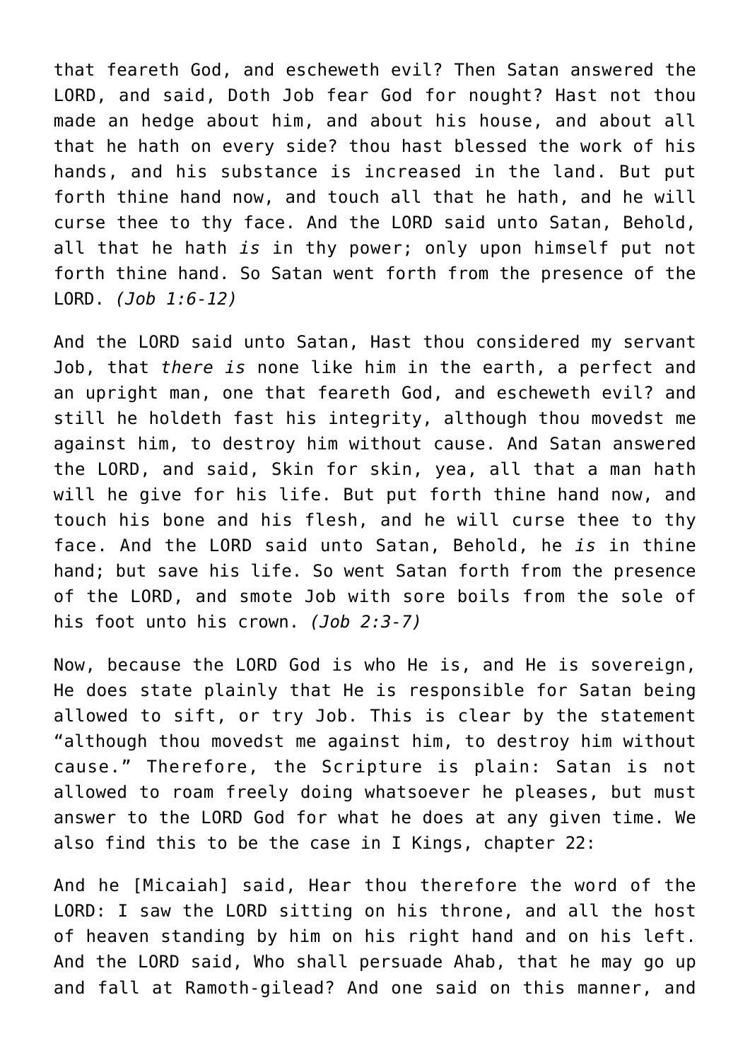that feareth God, and escheweth evil? Then Satan answered the LORD, and said, Doth Job fear God for nought? Hast not thou made an hedge about him, and about his house, and about all that he hath on every side? thou hast blessed the work of his hands, and his substance is increased in the land. But put forth thine hand now, and touch all that he hath, and he will curse thee to thy face. And the LORD said unto Satan, Behold, all that he hath *is* in thy power; only upon himself put not forth thine hand. So Satan went forth from the presence of the LORD. *(Job 1:6-12)*

And the LORD said unto Satan, Hast thou considered my servant Job, that *there is* none like him in the earth, a perfect and an upright man, one that feareth God, and escheweth evil? and still he holdeth fast his integrity, although thou movedst me against him, to destroy him without cause. And Satan answered the LORD, and said, Skin for skin, yea, all that a man hath will he give for his life. But put forth thine hand now, and touch his bone and his flesh, and he will curse thee to thy face. And the LORD said unto Satan, Behold, he *is* in thine hand; but save his life. So went Satan forth from the presence of the LORD, and smote Job with sore boils from the sole of his foot unto his crown. *(Job 2:3-7)*

Now, because the LORD God is who He is, and He is sovereign, He does state plainly that He is responsible for Satan being allowed to sift, or try Job. This is clear by the statement "although thou movedst me against him, to destroy him without cause." Therefore, the Scripture is plain: Satan is not allowed to roam freely doing whatsoever he pleases, but must answer to the LORD God for what he does at any given time. We also find this to be the case in I Kings, chapter 22:

And he [Micaiah] said, Hear thou therefore the word of the LORD: I saw the LORD sitting on his throne, and all the host of heaven standing by him on his right hand and on his left. And the LORD said, Who shall persuade Ahab, that he may go up and fall at Ramoth-gilead? And one said on this manner, and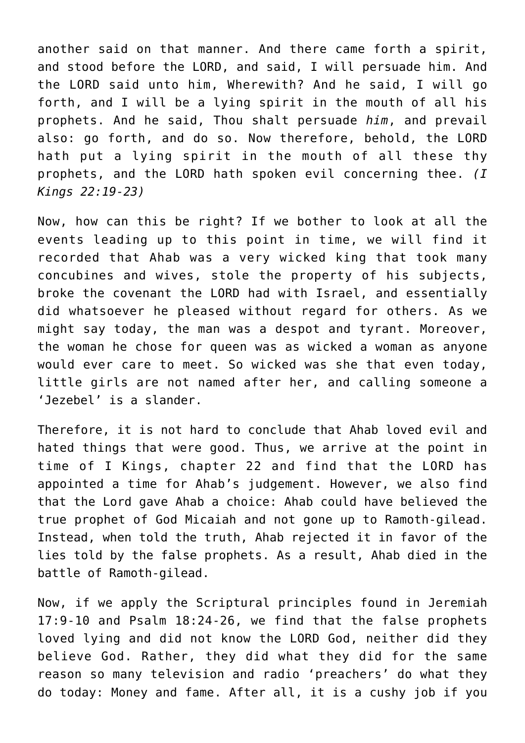another said on that manner. And there came forth a spirit, and stood before the LORD, and said, I will persuade him. And the LORD said unto him, Wherewith? And he said, I will go forth, and I will be a lying spirit in the mouth of all his prophets. And he said, Thou shalt persuade *him*, and prevail also: go forth, and do so. Now therefore, behold, the LORD hath put a lying spirit in the mouth of all these thy prophets, and the LORD hath spoken evil concerning thee. *(I Kings 22:19-23)*

Now, how can this be right? If we bother to look at all the events leading up to this point in time, we will find it recorded that Ahab was a very wicked king that took many concubines and wives, stole the property of his subjects, broke the covenant the LORD had with Israel, and essentially did whatsoever he pleased without regard for others. As we might say today, the man was a despot and tyrant. Moreover, the woman he chose for queen was as wicked a woman as anyone would ever care to meet. So wicked was she that even today, little girls are not named after her, and calling someone a 'Jezebel' is a slander.

Therefore, it is not hard to conclude that Ahab loved evil and hated things that were good. Thus, we arrive at the point in time of I Kings, chapter 22 and find that the LORD has appointed a time for Ahab's judgement. However, we also find that the Lord gave Ahab a choice: Ahab could have believed the true prophet of God Micaiah and not gone up to Ramoth-gilead. Instead, when told the truth, Ahab rejected it in favor of the lies told by the false prophets. As a result, Ahab died in the battle of Ramoth-gilead.

Now, if we apply the Scriptural principles found in Jeremiah 17:9-10 and Psalm 18:24-26, we find that the false prophets loved lying and did not know the LORD God, neither did they believe God. Rather, they did what they did for the same reason so many television and radio 'preachers' do what they do today: Money and fame. After all, it is a cushy job if you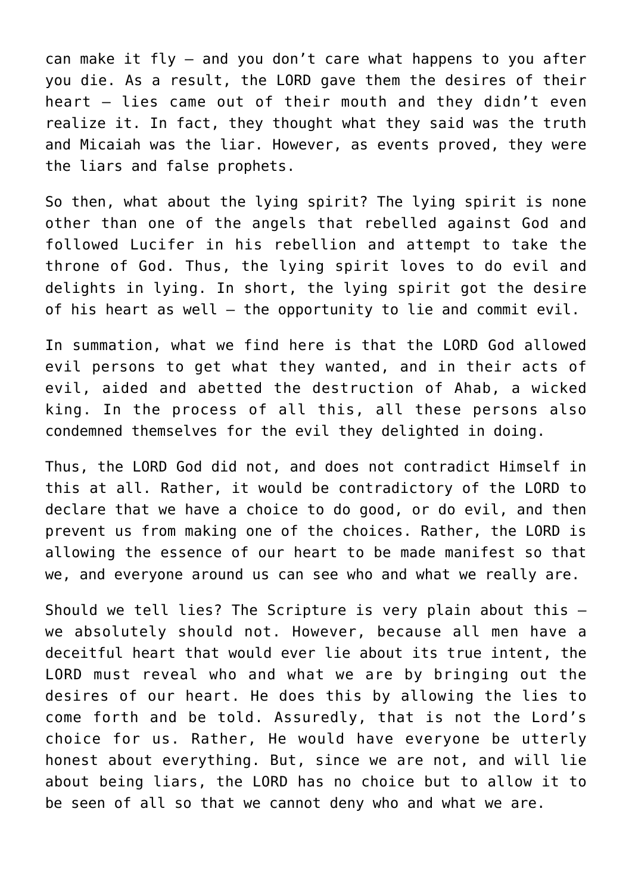can make it fly – and you don't care what happens to you after you die. As a result, the LORD gave them the desires of their heart – lies came out of their mouth and they didn't even realize it. In fact, they thought what they said was the truth and Micaiah was the liar. However, as events proved, they were the liars and false prophets.

So then, what about the lying spirit? The lying spirit is none other than one of the angels that rebelled against God and followed Lucifer in his rebellion and attempt to take the throne of God. Thus, the lying spirit loves to do evil and delights in lying. In short, the lying spirit got the desire of his heart as well – the opportunity to lie and commit evil.

In summation, what we find here is that the LORD God allowed evil persons to get what they wanted, and in their acts of evil, aided and abetted the destruction of Ahab, a wicked king. In the process of all this, all these persons also condemned themselves for the evil they delighted in doing.

Thus, the LORD God did not, and does not contradict Himself in this at all. Rather, it would be contradictory of the LORD to declare that we have a choice to do good, or do evil, and then prevent us from making one of the choices. Rather, the LORD is allowing the essence of our heart to be made manifest so that we, and everyone around us can see who and what we really are.

Should we tell lies? The Scripture is very plain about this – we absolutely should not. However, because all men have a deceitful heart that would ever lie about its true intent, the LORD must reveal who and what we are by bringing out the desires of our heart. He does this by allowing the lies to come forth and be told. Assuredly, that is not the Lord's choice for us. Rather, He would have everyone be utterly honest about everything. But, since we are not, and will lie about being liars, the LORD has no choice but to allow it to be seen of all so that we cannot deny who and what we are.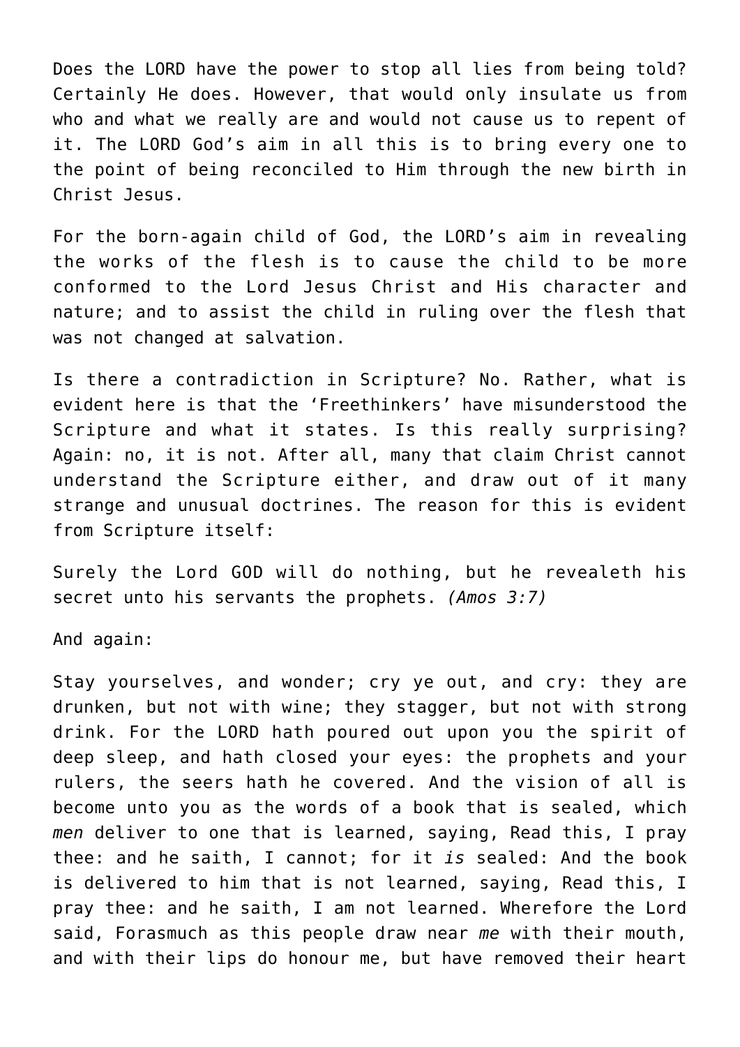Does the LORD have the power to stop all lies from being told? Certainly He does. However, that would only insulate us from who and what we really are and would not cause us to repent of it. The LORD God's aim in all this is to bring every one to the point of being reconciled to Him through the new birth in Christ Jesus.

For the born-again child of God, the LORD's aim in revealing the works of the flesh is to cause the child to be more conformed to the Lord Jesus Christ and His character and nature; and to assist the child in ruling over the flesh that was not changed at salvation.

Is there a contradiction in Scripture? No. Rather, what is evident here is that the 'Freethinkers' have misunderstood the Scripture and what it states. Is this really surprising? Again: no, it is not. After all, many that claim Christ cannot understand the Scripture either, and draw out of it many strange and unusual doctrines. The reason for this is evident from Scripture itself:

Surely the Lord GOD will do nothing, but he revealeth his secret unto his servants the prophets. *(Amos 3:7)*

And again:

Stay yourselves, and wonder; cry ye out, and cry: they are drunken, but not with wine; they stagger, but not with strong drink. For the LORD hath poured out upon you the spirit of deep sleep, and hath closed your eyes: the prophets and your rulers, the seers hath he covered. And the vision of all is become unto you as the words of a book that is sealed, which *men* deliver to one that is learned, saying, Read this, I pray thee: and he saith, I cannot; for it *is* sealed: And the book is delivered to him that is not learned, saying, Read this, I pray thee: and he saith, I am not learned. Wherefore the Lord said, Forasmuch as this people draw near *me* with their mouth, and with their lips do honour me, but have removed their heart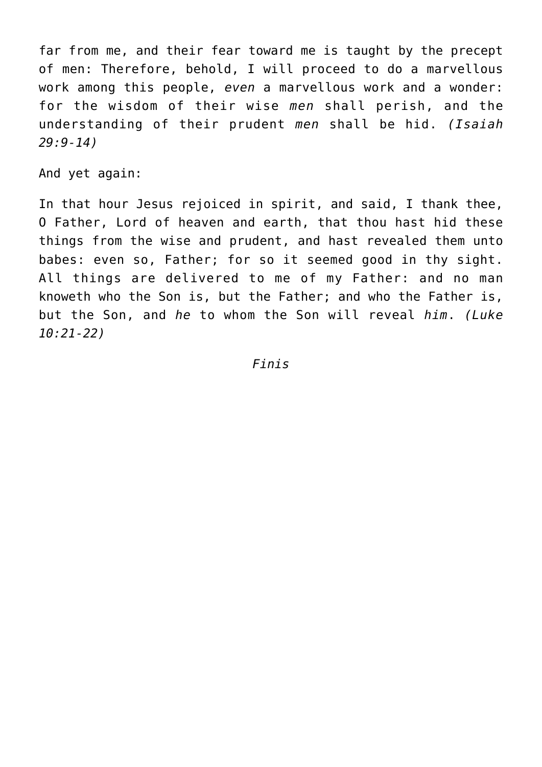far from me, and their fear toward me is taught by the precept of men: Therefore, behold, I will proceed to do a marvellous work among this people, *even* a marvellous work and a wonder: for the wisdom of their wise *men* shall perish, and the understanding of their prudent *men* shall be hid. *(Isaiah 29:9-14)*

And yet again:

In that hour Jesus rejoiced in spirit, and said, I thank thee, O Father, Lord of heaven and earth, that thou hast hid these things from the wise and prudent, and hast revealed them unto babes: even so, Father; for so it seemed good in thy sight. All things are delivered to me of my Father: and no man knoweth who the Son is, but the Father; and who the Father is, but the Son, and *he* to whom the Son will reveal *him*. *(Luke 10:21-22)*

*Finis*